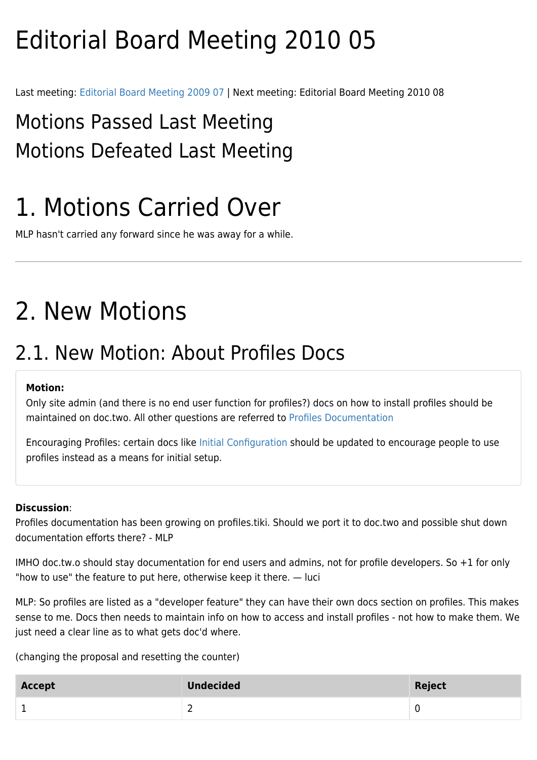# Editorial Board Meeting 2010 05

Last meeting: Editorial Board Meeting 2009 07 | Next meeting: Editorial Board Meeting 2010 08

## Motions Passed Last Meeting

## Motions Defeated Last Meeting

# 1. Motions Carried Over

MLP hasn't carried any forward since he was away for a while.

---

# 2. New Motions

## 2.1. New Motion: About Profiles Docs

**Motion:**
Only site admin (and there is no end user function for profiles?) docs on how to install profiles should be maintained on doc.two. All other questions are referred to Profiles Documentation

Encouraging Profiles: certain docs like Initial Configuration should be updated to encourage people to use profiles instead as a means for initial setup.

**Discussion**:
Profiles documentation has been growing on profiles.tiki. Should we port it to doc.two and possible shut down documentation efforts there? - MLP

IMHO doc.tw.o should stay documentation for end users and admins, not for profile developers. So +1 for only "how to use" the feature to put here, otherwise keep it there. — luci

MLP: So profiles are listed as a "developer feature" they can have their own docs section on profiles. This makes sense to me. Docs then needs to maintain info on how to access and install profiles - not how to make them. We just need a clear line as to what gets doc'd where.

(changing the proposal and resetting the counter)

| Accept | Undecided | Reject |
|---|---|---|
| 1 | 2 | 0 |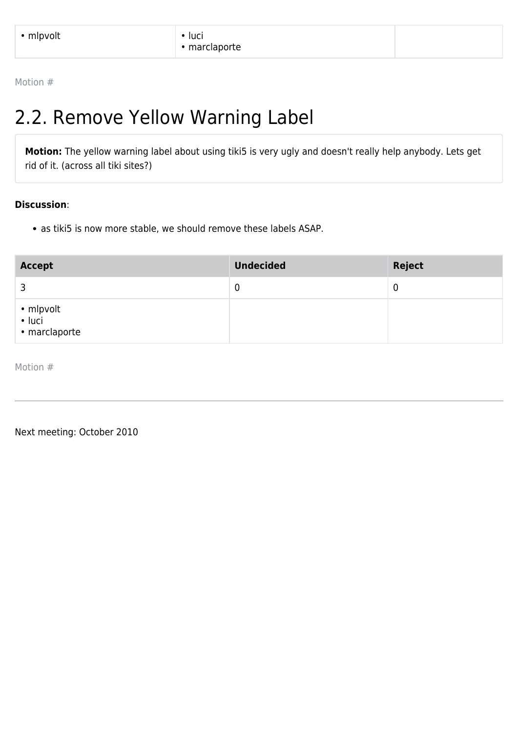| | | |
|---|---|---|
| • mlpvolt | • luci<br>• marclaporte | |

Motion #

## 2.2. Remove Yellow Warning Label

**Motion:** The yellow warning label about using tiki5 is very ugly and doesn't really help anybody. Lets get rid of it. (across all tiki sites?)

**Discussion**:

- as tiki5 is now more stable, we should remove these labels ASAP.

| Accept | Undecided | Reject |
|---|---|---|
| 3 | 0 | 0 |
| • mlpvolt<br>• luci<br>• marclaporte | | |

Motion #

---

Next meeting: October 2010